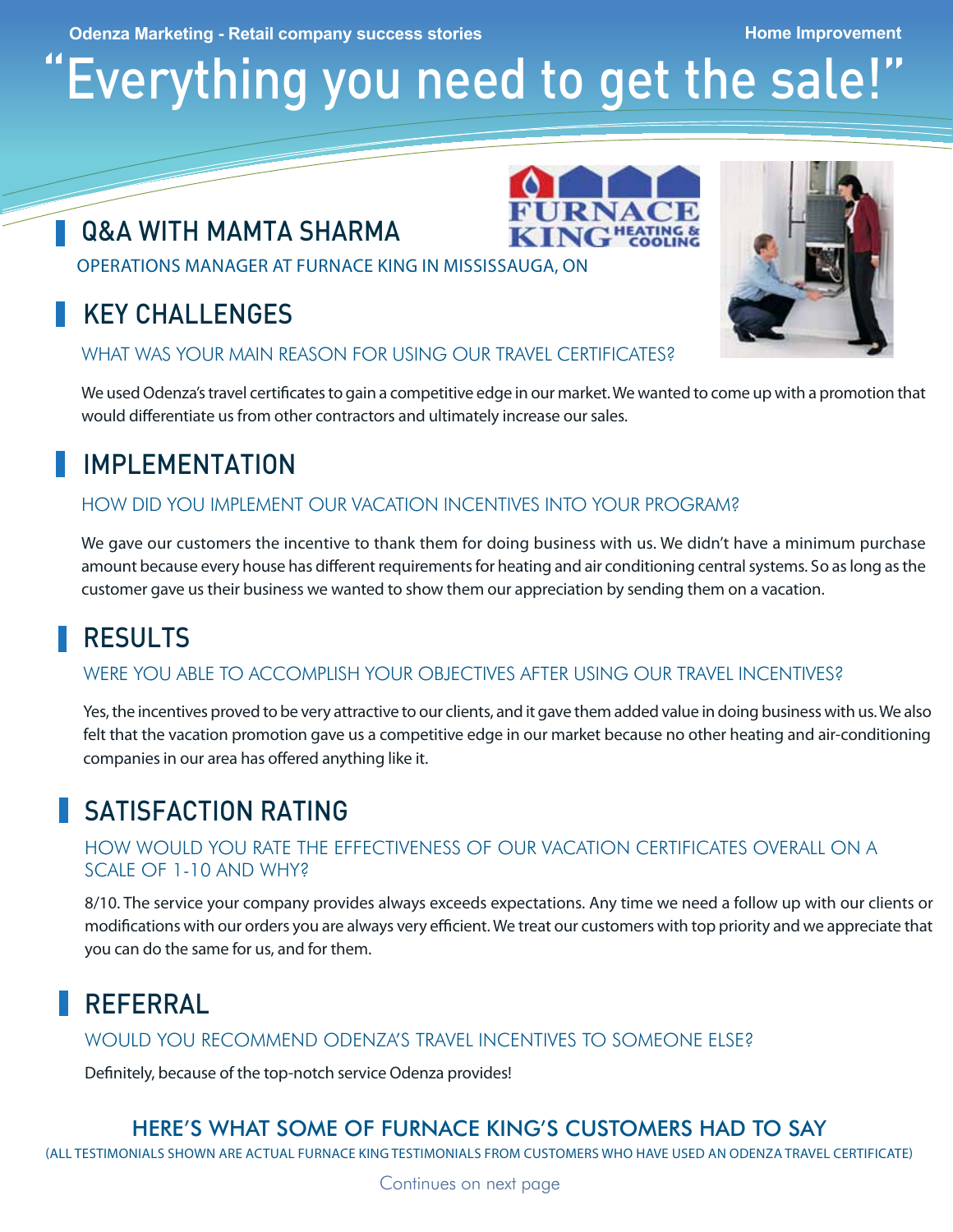Odenza Marketing - Retail company success stories

Home Improvement

# "Everything you need to get the sale!"

## Q&A WITH MAMTA SHARMA

OPERATIONS MANAGER AT FURNACE KING IN MISSISSAUGA, ON

## KEY CHALLENGES

### WHAT WAS YOUR MAIN REASON FOR USING OUR TRAVEL CERTIFICATES?

We used Odenza's travel certificates to gain a competitive edge in our market. We wanted to come up with a promotion that would differentiate us from other contractors and ultimately increase our sales.

## IMPLEMENTATION

### HOW DID YOU IMPLEMENT OUR VACATION INCENTIVES INTO YOUR PROGRAM?

We gave our customers the incentive to thank them for doing business with us. We didn't have a minimum purchase amount because every house has different requirements for heating and air conditioning central systems. So as long as the customer gave us their business we wanted to show them our appreciation by sending them on a vacation.

## RESULTS

### WERE YOU ABLE TO ACCOMPLISH YOUR OBJECTIVES AFTER USING OUR TRAVEL INCENTIVES?

Yes, the incentives proved to be very attractive to our clients, and it gave them added value in doing business with us. We also felt that the vacation promotion gave us a competitive edge in our market because no other heating and air-conditioning companies in our area has offered anything like it.

## SATISFACTION RATING

### HOW WOULD YOU RATE THE EFFECTIVENESS OF OUR VACATION CERTIFICATES OVERALL ON A SCALE OF 1-10 AND WHY?

8/10. The service your company provides always exceeds expectations. Any time we need a follow up with our clients or modifications with our orders you are always very efficient. We treat our customers with top priority and we appreciate that you can do the same for us, and for them.

## REFERRAL

### WOULD YOU RECOMMEND ODENZA'S TRAVEL INCENTIVES TO SOMEONE ELSE?

Definitely, because of the top-notch service Odenza provides!

## HERE'S WHAT SOME OF FURNACE KING'S CUSTOMERS HAD TO SAY

(ALL TESTIMONIALS SHOWN ARE ACTUAL FURNACE KING TESTIMONIALS FROM CUSTOMERS WHO HAVE USED AN ODENZA TRAVEL CERTIFICATE)

Continues on next page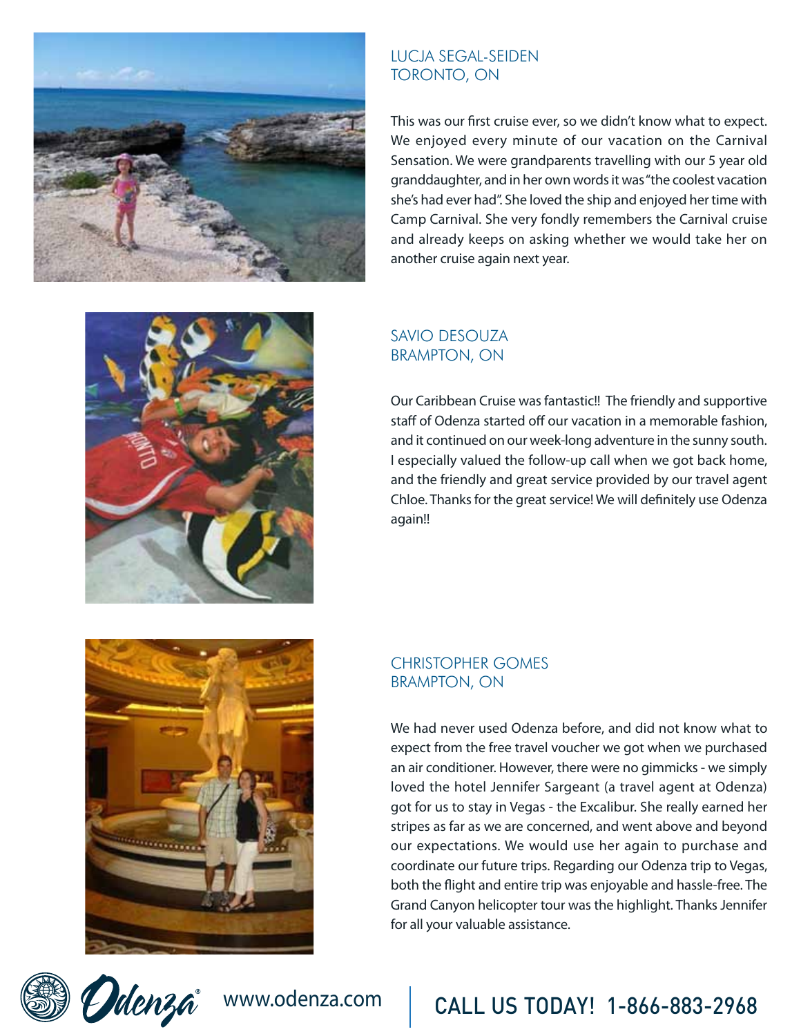## LUCJA SEGAL-SEIDEN
## TORONTO, ON

This was our first cruise ever, so we didn't know what to expect. We enjoyed every minute of our vacation on the Carnival Sensation. We were grandparents travelling with our 5 year old granddaughter, and in her own words it was "the coolest vacation she's had ever had". She loved the ship and enjoyed her time with Camp Carnival. She very fondly remembers the Carnival cruise and already keeps on asking whether we would take her on another cruise again next year.

## SAVIO DESOUZA
## BRAMPTON, ON

Our Caribbean Cruise was fantastic!! The friendly and supportive staff of Odenza started off our vacation in a memorable fashion, and it continued on our week-long adventure in the sunny south. I especially valued the follow-up call when we got back home, and the friendly and great service provided by our travel agent Chloe. Thanks for the great service! We will definitely use Odenza again!!

## CHRISTOPHER GOMES
## BRAMPTON, ON

We had never used Odenza before, and did not know what to expect from the free travel voucher we got when we purchased an air conditioner. However, there were no gimmicks - we simply loved the hotel Jennifer Sargeant (a travel agent at Odenza) got for us to stay in Vegas - the Excalibur. She really earned her stripes as far as we are concerned, and went above and beyond our expectations. We would use her again to purchase and coordinate our future trips. Regarding our Odenza trip to Vegas, both the flight and entire trip was enjoyable and hassle-free. The Grand Canyon helicopter tour was the highlight. Thanks Jennifer for all your valuable assistance.

Odenza® www.odenza.com | CALL US TODAY! 1-866-883-2968